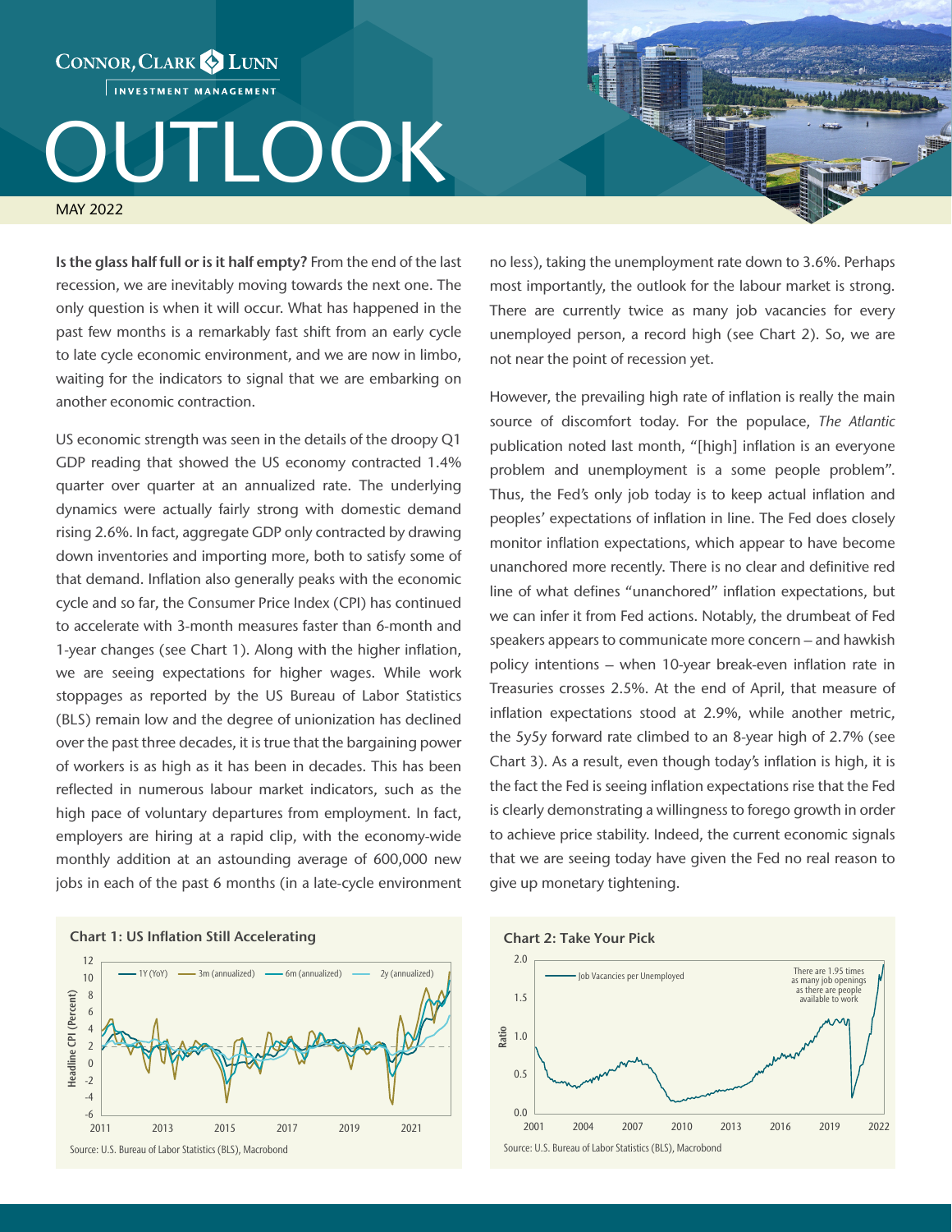# OUTLOOK

MAY 2022

**Is the glass half full or is it half empty?** From the end of the last recession, we are inevitably moving towards the next one. The only question is when it will occur. What has happened in the past few months is a remarkably fast shift from an early cycle to late cycle economic environment, and we are now in limbo, waiting for the indicators to signal that we are embarking on another economic contraction.

US economic strength was seen in the details of the droopy Q1 GDP reading that showed the US economy contracted 1.4% quarter over quarter at an annualized rate. The underlying dynamics were actually fairly strong with domestic demand rising 2.6%. In fact, aggregate GDP only contracted by drawing down inventories and importing more, both to satisfy some of that demand. Inflation also generally peaks with the economic cycle and so far, the Consumer Price Index (CPI) has continued to accelerate with 3-month measures faster than 6-month and 1-year changes (see Chart 1). Along with the higher inflation, we are seeing expectations for higher wages. While work stoppages as reported by the US Bureau of Labor Statistics (BLS) remain low and the degree of unionization has declined over the past three decades, it is true that the bargaining power of workers is as high as it has been in decades. This has been reflected in numerous labour market indicators, such as the high pace of voluntary departures from employment. In fact, employers are hiring at a rapid clip, with the economy-wide monthly addition at an astounding average of 600,000 new jobs in each of the past 6 months (in a late-cycle environment no less), taking the unemployment rate down to 3.6%. Perhaps most importantly, the outlook for the labour market is strong. There are currently twice as many job vacancies for every unemployed person, a record high (see Chart 2). So, we are not near the point of recession yet.

However, the prevailing high rate of inflation is really the main source of discomfort today. For the populace, *The Atlantic* publication noted last month, "[high] inflation is an everyone problem and unemployment is a some people problem". Thus, the Fed's only job today is to keep actual inflation and peoples' expectations of inflation in line. The Fed does closely monitor inflation expectations, which appear to have become unanchored more recently. There is no clear and definitive red line of what defines "unanchored" inflation expectations, but we can infer it from Fed actions. Notably, the drumbeat of Fed speakers appears to communicate more concern – and hawkish policy intentions – when 10-year break-even inflation rate in Treasuries crosses 2.5%. At the end of April, that measure of inflation expectations stood at 2.9%, while another metric, the 5y5y forward rate climbed to an 8-year high of 2.7% (see Chart 3). As a result, even though today's inflation is high, it is the fact the Fed is seeing inflation expectations rise that the Fed is clearly demonstrating a willingness to forego growth in order to achieve price stability. Indeed, the current economic signals that we are seeing today have given the Fed no real reason to give up monetary tightening.

**Chart 1: US Inflation Still Accelerating**

Source: U.S. Bureau of Labor Statistics (BLS), Macrobond

**Chart 2: Take Your Pick**

There are 1.95 times as many job openings as there are people available to work

Source: U.S. Bureau of Labor Statistics (BLS), Macrobond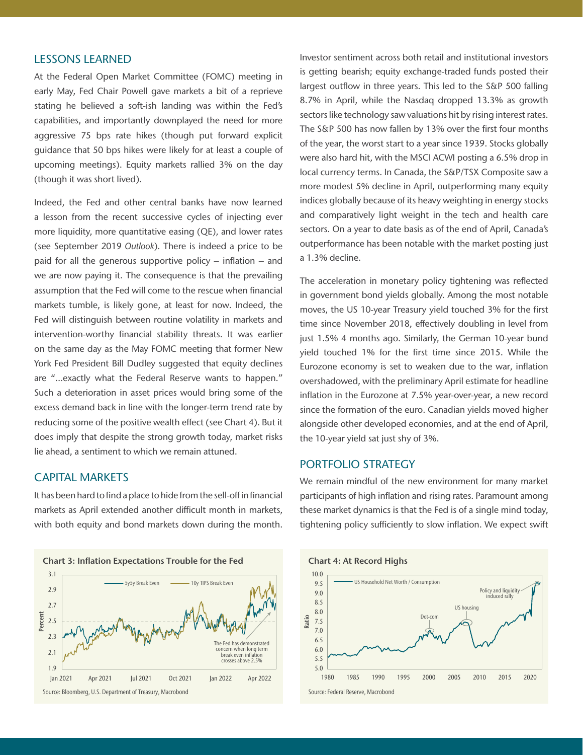## LESSONS LEARNED

At the Federal Open Market Committee (FOMC) meeting in early May, Fed Chair Powell gave markets a bit of a reprieve stating he believed a soft-ish landing was within the Fed's capabilities, and importantly downplayed the need for more aggressive 75 bps rate hikes (though put forward explicit guidance that 50 bps hikes were likely for at least a couple of upcoming meetings). Equity markets rallied 3% on the day (though it was short lived).

Indeed, the Fed and other central banks have now learned a lesson from the recent successive cycles of injecting ever more liquidity, more quantitative easing (QE), and lower rates (see September 2019 *Outlook*). There is indeed a price to be paid for all the generous supportive policy – inflation – and we are now paying it. The consequence is that the prevailing assumption that the Fed will come to the rescue when financial markets tumble, is likely gone, at least for now. Indeed, the Fed will distinguish between routine volatility in markets and intervention-worthy financial stability threats. It was earlier on the same day as the May FOMC meeting that former New York Fed President Bill Dudley suggested that equity declines are "...exactly what the Federal Reserve wants to happen." Such a deterioration in asset prices would bring some of the excess demand back in line with the longer-term trend rate by reducing some of the positive wealth effect (see Chart 4). But it does imply that despite the strong growth today, market risks lie ahead, a sentiment to which we remain attuned.

## CAPITAL MARKETS

It has been hard to find a place to hide from the sell-off in financial markets as April extended another difficult month in markets, with both equity and bond markets down during the month. Investor sentiment across both retail and institutional investors is getting bearish; equity exchange-traded funds posted their largest outflow in three years. This led to the S&P 500 falling 8.7% in April, while the Nasdaq dropped 13.3% as growth sectors like technology saw valuations hit by rising interest rates. The S&P 500 has now fallen by 13% over the first four months of the year, the worst start to a year since 1939. Stocks globally were also hard hit, with the MSCI ACWI posting a 6.5% drop in local currency terms. In Canada, the S&P/TSX Composite saw a more modest 5% decline in April, outperforming many equity indices globally because of its heavy weighting in energy stocks and comparatively light weight in the tech and health care sectors. On a year to date basis as of the end of April, Canada's outperformance has been notable with the market posting just a 1.3% decline.

The acceleration in monetary policy tightening was reflected in government bond yields globally. Among the most notable moves, the US 10-year Treasury yield touched 3% for the first time since November 2018, effectively doubling in level from just 1.5% 4 months ago. Similarly, the German 10-year bund yield touched 1% for the first time since 2015. While the Eurozone economy is set to weaken due to the war, inflation overshadowed, with the preliminary April estimate for headline inflation in the Eurozone at 7.5% year-over-year, a new record since the formation of the euro. Canadian yields moved higher alongside other developed economies, and at the end of April, the 10-year yield sat just shy of 3%.

## PORTFOLIO STRATEGY

We remain mindful of the new environment for many market participants of high inflation and rising rates. Paramount among these market dynamics is that the Fed is of a single mind today, tightening policy sufficiently to slow inflation. We expect swift

**Chart 3: Inflation Expectations Trouble for the Fed**

Source: Bloomberg, U.S. Department of Treasury, Macrobond

**Chart 4: At Record Highs**

Source: Federal Reserve, Macrobond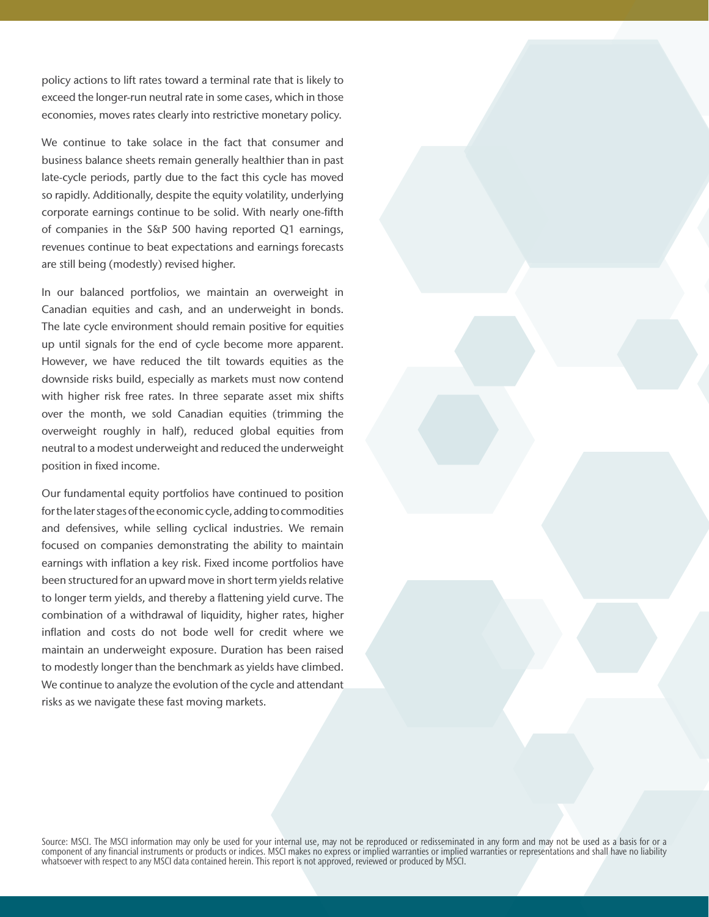policy actions to lift rates toward a terminal rate that is likely to exceed the longer-run neutral rate in some cases, which in those economies, moves rates clearly into restrictive monetary policy.

We continue to take solace in the fact that consumer and business balance sheets remain generally healthier than in past late-cycle periods, partly due to the fact this cycle has moved so rapidly. Additionally, despite the equity volatility, underlying corporate earnings continue to be solid. With nearly one-fifth of companies in the S&P 500 having reported Q1 earnings, revenues continue to beat expectations and earnings forecasts are still being (modestly) revised higher.

In our balanced portfolios, we maintain an overweight in Canadian equities and cash, and an underweight in bonds. The late cycle environment should remain positive for equities up until signals for the end of cycle become more apparent. However, we have reduced the tilt towards equities as the downside risks build, especially as markets must now contend with higher risk free rates. In three separate asset mix shifts over the month, we sold Canadian equities (trimming the overweight roughly in half), reduced global equities from neutral to a modest underweight and reduced the underweight position in fixed income.

Our fundamental equity portfolios have continued to position for the later stages of the economic cycle, adding to commodities and defensives, while selling cyclical industries. We remain focused on companies demonstrating the ability to maintain earnings with inflation a key risk. Fixed income portfolios have been structured for an upward move in short term yields relative to longer term yields, and thereby a flattening yield curve. The combination of a withdrawal of liquidity, higher rates, higher inflation and costs do not bode well for credit where we maintain an underweight exposure. Duration has been raised to modestly longer than the benchmark as yields have climbed. We continue to analyze the evolution of the cycle and attendant risks as we navigate these fast moving markets.

Source: MSCI. The MSCI information may only be used for your internal use, may not be reproduced or redisseminated in any form and may not be used as a basis for or a component of any financial instruments or products or indices. MSCI makes no express or implied warranties or implied warranties or representations and shall have no liability whatsoever with respect to any MSCI data contained herein. This report is not approved, reviewed or produced by MSCI.